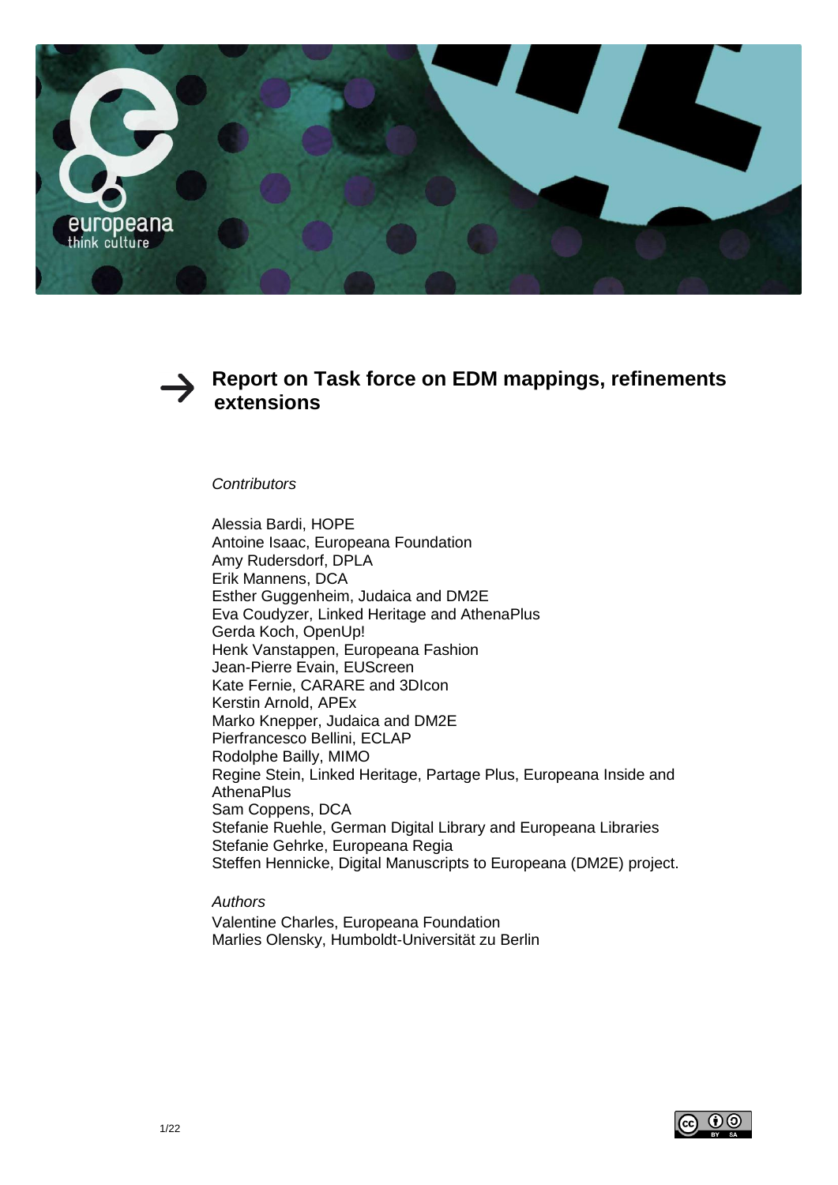# Report on Task force on EDM mappings, refinements extensions

*Contributors*

Alessia Bardi, HOPE
Antoine Isaac, Europeana Foundation
Amy Rudersdorf, DPLA
Erik Mannens, DCA
Esther Guggenheim, Judaica and DM2E
Eva Coudyzer, Linked Heritage and AthenaPlus
Gerda Koch, OpenUp!
Henk Vanstappen, Europeana Fashion
Jean-Pierre Evain, EUScreen
Kate Fernie, CARARE and 3DIcon
Kerstin Arnold, APEx
Marko Knepper, Judaica and DM2E
Pierfrancesco Bellini, ECLAP
Rodolphe Bailly, MIMO
Regine Stein, Linked Heritage, Partage Plus, Europeana Inside and AthenaPlus
Sam Coppens, DCA
Stefanie Ruehle, German Digital Library and Europeana Libraries
Stefanie Gehrke, Europeana Regia
Steffen Hennicke, Digital Manuscripts to Europeana (DM2E) project.

*Authors*

Valentine Charles, Europeana Foundation
Marlies Olensky, Humboldt-Universität zu Berlin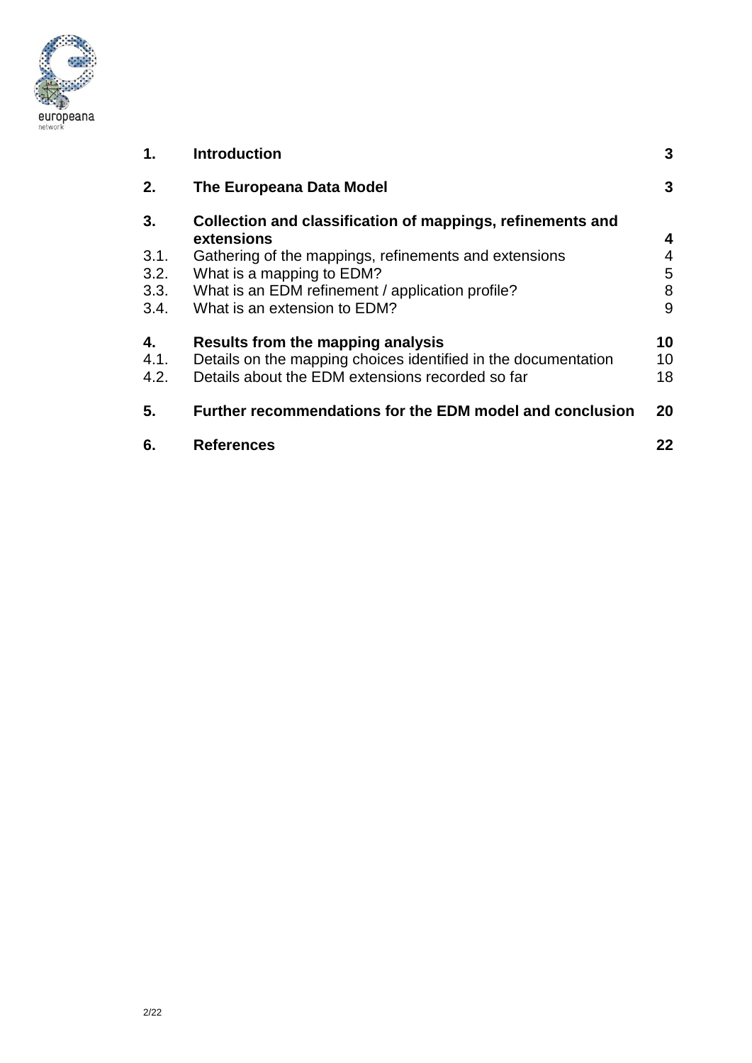| | | |
|---|---|---|
| **1.** | **Introduction** | **3** |
| **2.** | **The Europeana Data Model** | **3** |
| **3.** | **Collection and classification of mappings, refinements and extensions** | **4** |
| 3.1. | Gathering of the mappings, refinements and extensions | 4 |
| 3.2. | What is a mapping to EDM? | 5 |
| 3.3. | What is an EDM refinement / application profile? | 8 |
| 3.4. | What is an extension to EDM? | 9 |
| **4.** | **Results from the mapping analysis** | **10** |
| 4.1. | Details on the mapping choices identified in the documentation | 10 |
| 4.2. | Details about the EDM extensions recorded so far | 18 |
| **5.** | **Further recommendations for the EDM model and conclusion** | **20** |
| **6.** | **References** | **22** |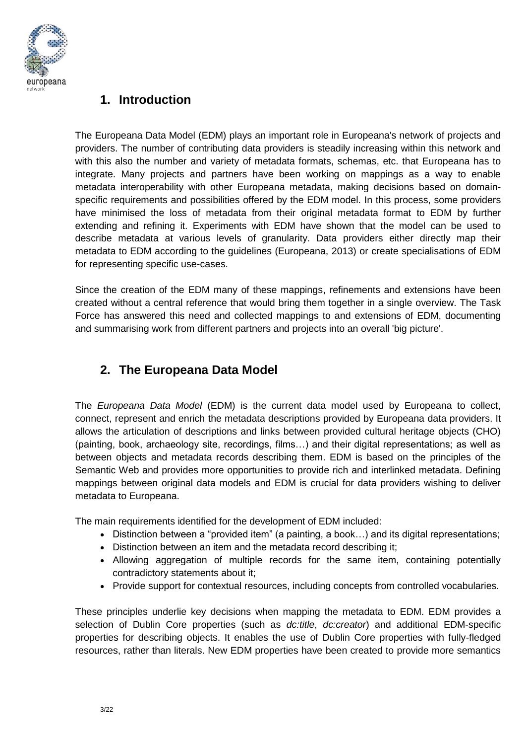## 1. Introduction

The Europeana Data Model (EDM) plays an important role in Europeana's network of projects and providers. The number of contributing data providers is steadily increasing within this network and with this also the number and variety of metadata formats, schemas, etc. that Europeana has to integrate. Many projects and partners have been working on mappings as a way to enable metadata interoperability with other Europeana metadata, making decisions based on domain-specific requirements and possibilities offered by the EDM model. In this process, some providers have minimised the loss of metadata from their original metadata format to EDM by further extending and refining it. Experiments with EDM have shown that the model can be used to describe metadata at various levels of granularity. Data providers either directly map their metadata to EDM according to the guidelines (Europeana, 2013) or create specialisations of EDM for representing specific use-cases.

Since the creation of the EDM many of these mappings, refinements and extensions have been created without a central reference that would bring them together in a single overview. The Task Force has answered this need and collected mappings to and extensions of EDM, documenting and summarising work from different partners and projects into an overall 'big picture'.

## 2. The Europeana Data Model

The *Europeana Data Model* (EDM) is the current data model used by Europeana to collect, connect, represent and enrich the metadata descriptions provided by Europeana data providers. It allows the articulation of descriptions and links between provided cultural heritage objects (CHO) (painting, book, archaeology site, recordings, films…) and their digital representations; as well as between objects and metadata records describing them. EDM is based on the principles of the Semantic Web and provides more opportunities to provide rich and interlinked metadata. Defining mappings between original data models and EDM is crucial for data providers wishing to deliver metadata to Europeana.

The main requirements identified for the development of EDM included:

- Distinction between a “provided item” (a painting, a book…) and its digital representations;
- Distinction between an item and the metadata record describing it;
- Allowing aggregation of multiple records for the same item, containing potentially contradictory statements about it;
- Provide support for contextual resources, including concepts from controlled vocabularies.

These principles underlie key decisions when mapping the metadata to EDM. EDM provides a selection of Dublin Core properties (such as *dc:title*, *dc:creator*) and additional EDM-specific properties for describing objects. It enables the use of Dublin Core properties with fully-fledged resources, rather than literals. New EDM properties have been created to provide more semantics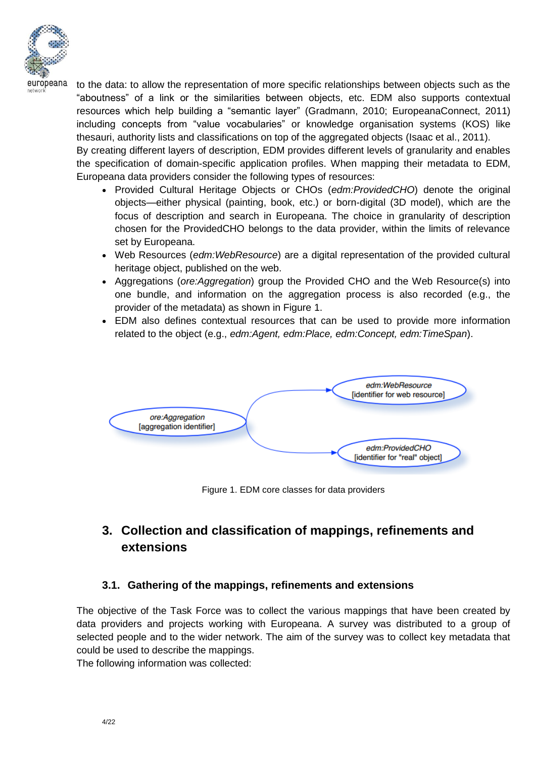to the data: to allow the representation of more specific relationships between objects such as the "aboutness" of a link or the similarities between objects, etc. EDM also supports contextual resources which help building a "semantic layer" (Gradmann, 2010; EuropeanaConnect, 2011) including concepts from "value vocabularies" or knowledge organisation systems (KOS) like thesauri, authority lists and classifications on top of the aggregated objects (Isaac et al., 2011).
By creating different layers of description, EDM provides different levels of granularity and enables the specification of domain-specific application profiles. When mapping their metadata to EDM, Europeana data providers consider the following types of resources:

- Provided Cultural Heritage Objects or CHOs (*edm:ProvidedCHO*) denote the original objects—either physical (painting, book, etc.) or born-digital (3D model), which are the focus of description and search in Europeana. The choice in granularity of description chosen for the ProvidedCHO belongs to the data provider, within the limits of relevance set by Europeana.
- Web Resources (*edm:WebResource*) are a digital representation of the provided cultural heritage object, published on the web.
- Aggregations (*ore:Aggregation*) group the Provided CHO and the Web Resource(s) into one bundle, and information on the aggregation process is also recorded (e.g., the provider of the metadata) as shown in Figure 1.
- EDM also defines contextual resources that can be used to provide more information related to the object (e.g., *edm:Agent, edm:Place, edm:Concept, edm:TimeSpan*).

*ore:Aggregation* [aggregation identifier] → *edm:WebResource* [identifier for web resource]
*ore:Aggregation* [aggregation identifier] → *edm:ProvidedCHO* [identifier for "real" object]

Figure 1. EDM core classes for data providers

## 3. Collection and classification of mappings, refinements and extensions

### 3.1. Gathering of the mappings, refinements and extensions

The objective of the Task Force was to collect the various mappings that have been created by data providers and projects working with Europeana. A survey was distributed to a group of selected people and to the wider network. The aim of the survey was to collect key metadata that could be used to describe the mappings.
The following information was collected: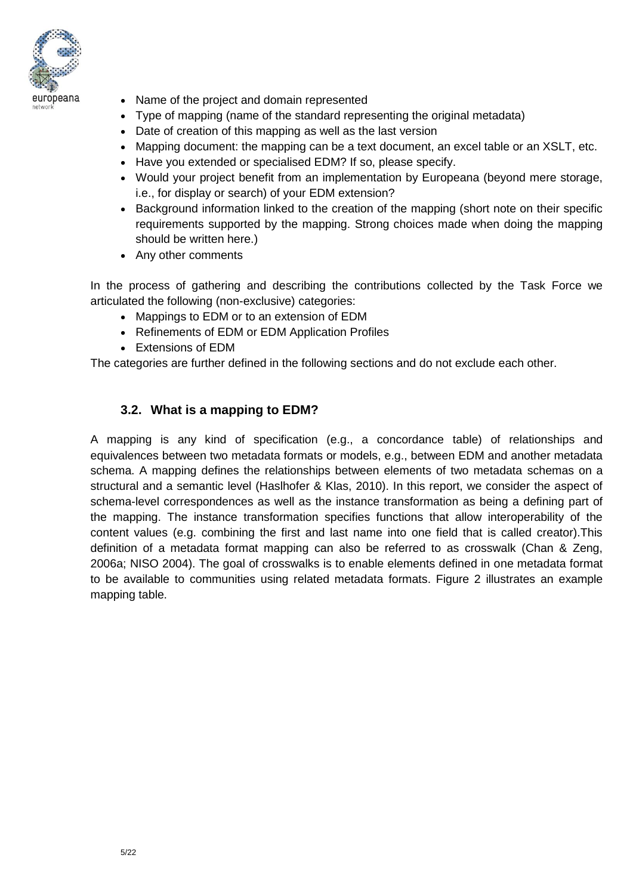- Name of the project and domain represented
- Type of mapping (name of the standard representing the original metadata)
- Date of creation of this mapping as well as the last version
- Mapping document: the mapping can be a text document, an excel table or an XSLT, etc.
- Have you extended or specialised EDM? If so, please specify.
- Would your project benefit from an implementation by Europeana (beyond mere storage, i.e., for display or search) of your EDM extension?
- Background information linked to the creation of the mapping (short note on their specific requirements supported by the mapping. Strong choices made when doing the mapping should be written here.)
- Any other comments

In the process of gathering and describing the contributions collected by the Task Force we articulated the following (non-exclusive) categories:

- Mappings to EDM or to an extension of EDM
- Refinements of EDM or EDM Application Profiles
- Extensions of EDM

The categories are further defined in the following sections and do not exclude each other.

### 3.2. What is a mapping to EDM?

A mapping is any kind of specification (e.g., a concordance table) of relationships and equivalences between two metadata formats or models, e.g., between EDM and another metadata schema. A mapping defines the relationships between elements of two metadata schemas on a structural and a semantic level (Haslhofer & Klas, 2010). In this report, we consider the aspect of schema-level correspondences as well as the instance transformation as being a defining part of the mapping. The instance transformation specifies functions that allow interoperability of the content values (e.g. combining the first and last name into one field that is called creator).This definition of a metadata format mapping can also be referred to as crosswalk (Chan & Zeng, 2006a; NISO 2004). The goal of crosswalks is to enable elements defined in one metadata format to be available to communities using related metadata formats. Figure 2 illustrates an example mapping table.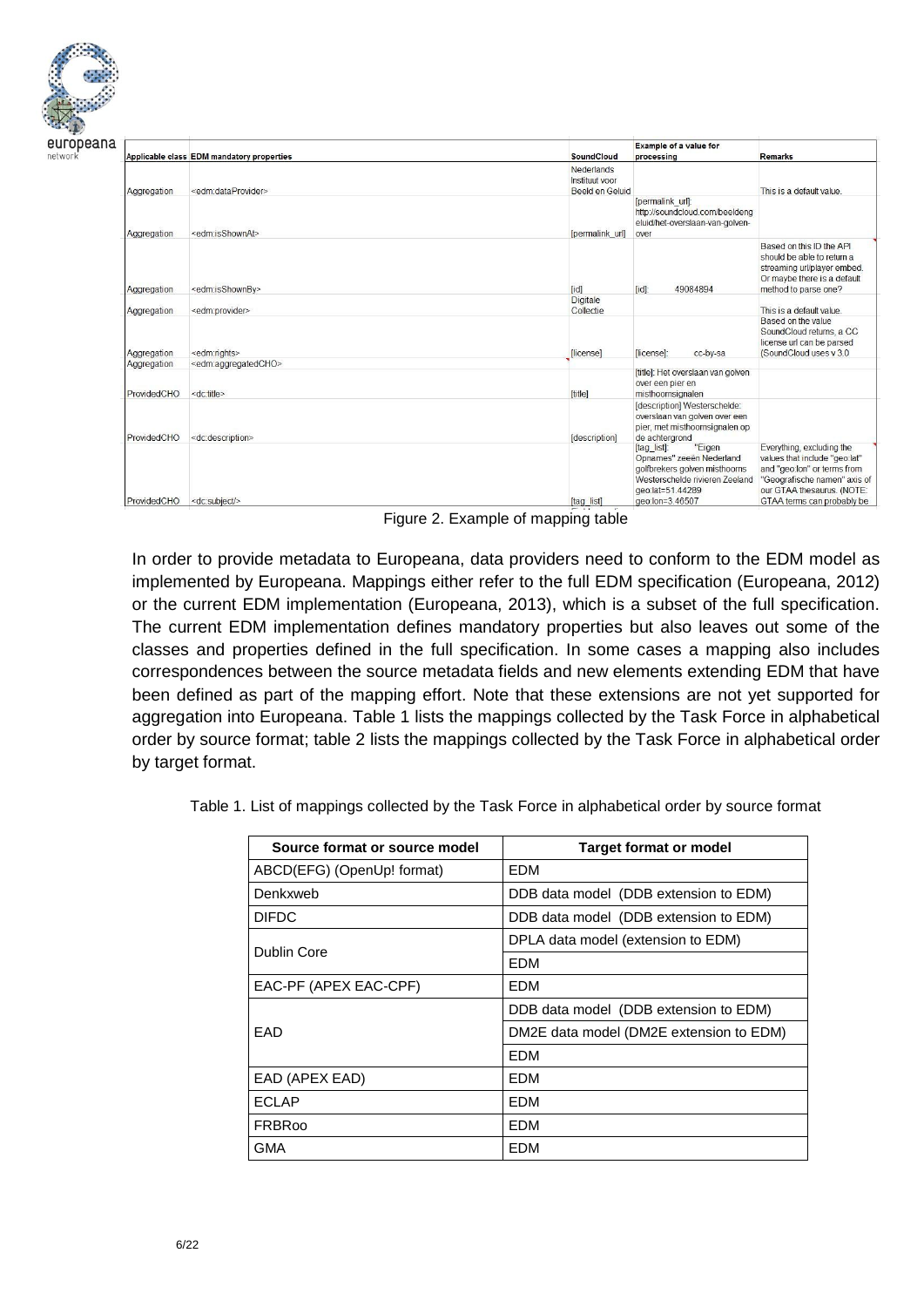| Applicable class | EDM mandatory properties | SoundCloud | Example of a value for processing | Remarks |
| --- | --- | --- | --- | --- |
| Aggregation | <edm:dataProvider> | Nederlands Instituut voor Beeld en Geluid | | This is a default value. |
| Aggregation | <edm:isShownAt> | [permalink_url] | [permalink_url]: http://soundcloud.com/beeldengeluid/het-overslaan-van-golven-over | |
| Aggregation | <edm:isShownBy> | [id] | [id]: 49084894 | Based on this ID the API should be able to return a streaming url/player embed. Or maybe there is a default method to parse one? |
| Aggregation | <edm:provider> | Digitale Collectie | | This is a default value. |
| Aggregation | <edm:rights> | [license] | [license]: cc-by-sa | Based on the value SoundCloud returns, a CC license url can be parsed (SoundCloud uses v 3.0 |
| Aggregation | <edm:aggregatedCHO> | | | |
| ProvidedCHO | <dc:title> | [title] | [title]: Het overslaan van golven over een pier en misthoornsignalen | |
| ProvidedCHO | <dc:description> | [description] | [description] Westerschelde: overslaan van golven over een pier, met misthoornsignalen op de achtergrond | |
| ProvidedCHO | <dc:subject/> | [tag_list] | [tag_list]: "Eigen Opnames" zeeën Nederland golfbrekers golven misthoorns Westerschelde rivieren Zeeland geo:lat=51.44289 geo:lon=3.46507 | Everything, excluding the values that include "geo:lat" and "geo:lon" or terms from "Geografische namen" axis of our GTAA thesaurus. (NOTE: GTAA terms can probably be |

Figure 2. Example of mapping table

In order to provide metadata to Europeana, data providers need to conform to the EDM model as implemented by Europeana. Mappings either refer to the full EDM specification (Europeana, 2012) or the current EDM implementation (Europeana, 2013), which is a subset of the full specification. The current EDM implementation defines mandatory properties but also leaves out some of the classes and properties defined in the full specification. In some cases a mapping also includes correspondences between the source metadata fields and new elements extending EDM that have been defined as part of the mapping effort. Note that these extensions are not yet supported for aggregation into Europeana. Table 1 lists the mappings collected by the Task Force in alphabetical order by source format; table 2 lists the mappings collected by the Task Force in alphabetical order by target format.

Table 1. List of mappings collected by the Task Force in alphabetical order by source format

| Source format or source model | Target format or model |
| --- | --- |
| ABCD(EFG) (OpenUp! format) | EDM |
| Denkxweb | DDB data model (DDB extension to EDM) |
| DIFDC | DDB data model (DDB extension to EDM) |
| Dublin Core | DPLA data model (extension to EDM) |
| | EDM |
| EAC-PF (APEX EAC-CPF) | EDM |
| EAD | DDB data model (DDB extension to EDM) |
| | DM2E data model (DM2E extension to EDM) |
| | EDM |
| EAD (APEX EAD) | EDM |
| ECLAP | EDM |
| FRBRoo | EDM |
| GMA | EDM |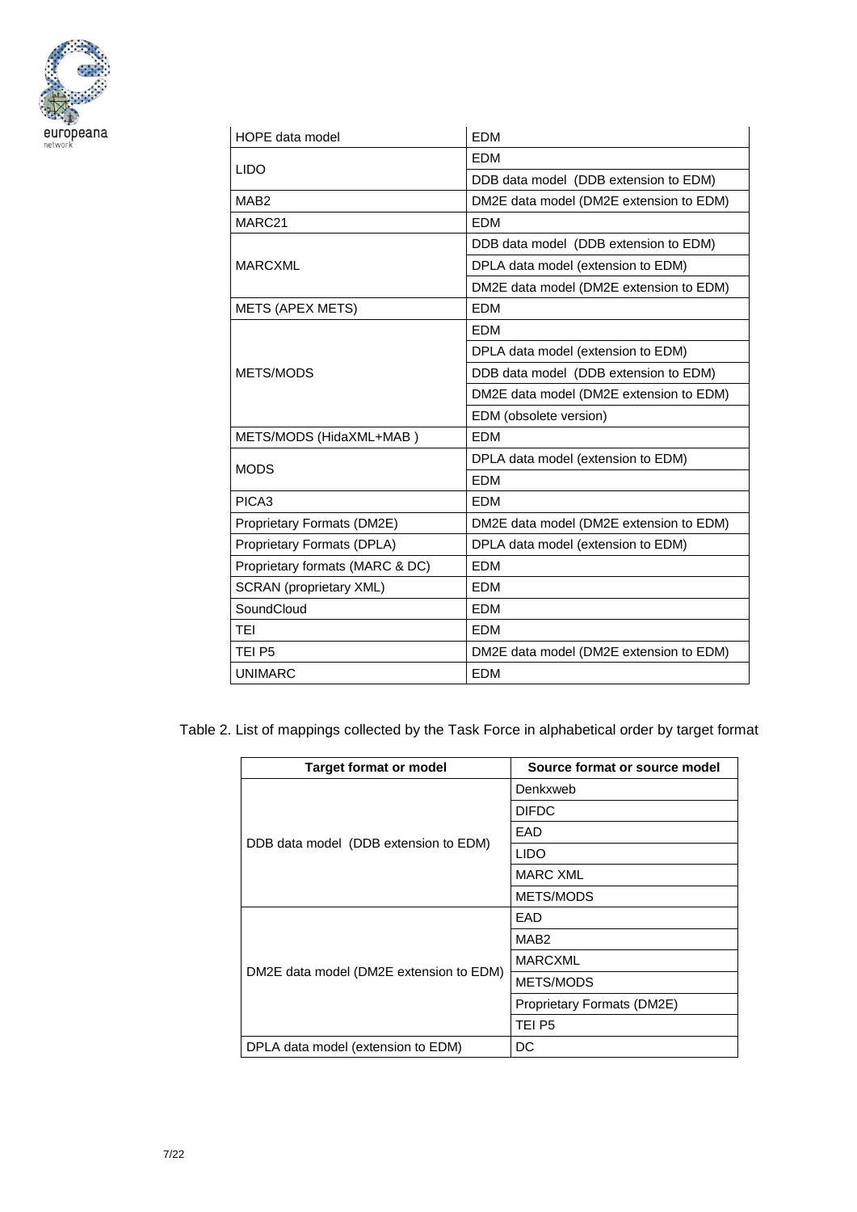| | |
|---|---|
| HOPE data model | EDM |
| LIDO | EDM |
| | DDB data model (DDB extension to EDM) |
| MAB2 | DM2E data model (DM2E extension to EDM) |
| MARC21 | EDM |
| MARCXML | DDB data model (DDB extension to EDM) |
| | DPLA data model (extension to EDM) |
| | DM2E data model (DM2E extension to EDM) |
| METS (APEX METS) | EDM |
| METS/MODS | EDM |
| | DPLA data model (extension to EDM) |
| | DDB data model (DDB extension to EDM) |
| | DM2E data model (DM2E extension to EDM) |
| | EDM (obsolete version) |
| METS/MODS (HidaXML+MAB ) | EDM |
| MODS | DPLA data model (extension to EDM) |
| | EDM |
| PICA3 | EDM |
| Proprietary Formats (DM2E) | DM2E data model (DM2E extension to EDM) |
| Proprietary Formats (DPLA) | DPLA data model (extension to EDM) |
| Proprietary formats (MARC & DC) | EDM |
| SCRAN (proprietary XML) | EDM |
| SoundCloud | EDM |
| TEI | EDM |
| TEI P5 | DM2E data model (DM2E extension to EDM) |
| UNIMARC | EDM |

Table 2. List of mappings collected by the Task Force in alphabetical order by target format

| Target format or model | Source format or source model |
|---|---|
| DDB data model (DDB extension to EDM) | Denkxweb |
| | DIFDC |
| | EAD |
| | LIDO |
| | MARC XML |
| | METS/MODS |
| DM2E data model (DM2E extension to EDM) | EAD |
| | MAB2 |
| | MARCXML |
| | METS/MODS |
| | Proprietary Formats (DM2E) |
| | TEI P5 |
| DPLA data model (extension to EDM) | DC |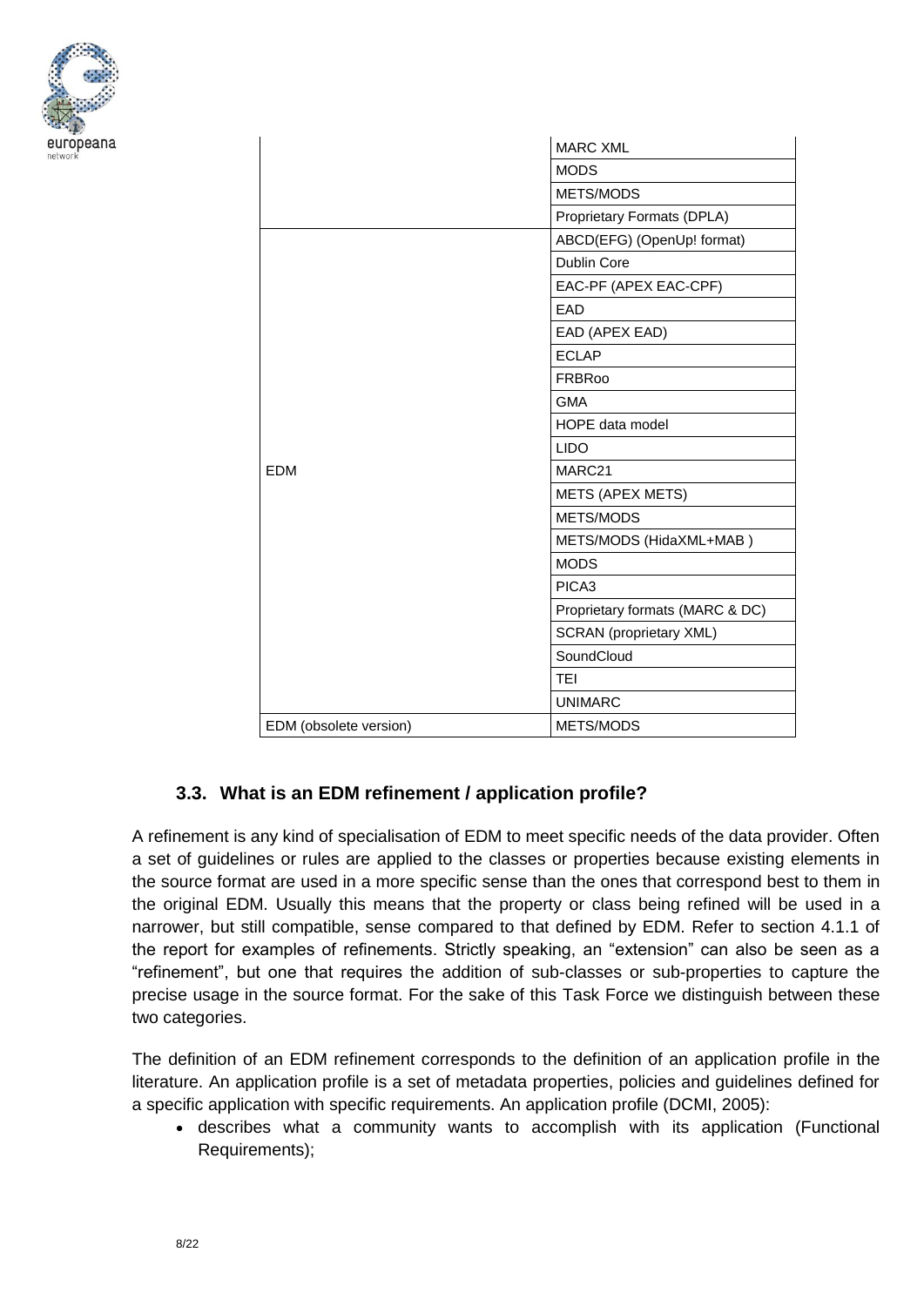| | |
|---|---|
| | MARC XML |
| | MODS |
| | METS/MODS |
| | Proprietary Formats (DPLA) |
| EDM | ABCD(EFG) (OpenUp! format) |
| | Dublin Core |
| | EAC-PF (APEX EAC-CPF) |
| | EAD |
| | EAD (APEX EAD) |
| | ECLAP |
| | FRBRoo |
| | GMA |
| | HOPE data model |
| | LIDO |
| | MARC21 |
| | METS (APEX METS) |
| | METS/MODS |
| | METS/MODS (HidaXML+MAB ) |
| | MODS |
| | PICA3 |
| | Proprietary formats (MARC & DC) |
| | SCRAN (proprietary XML) |
| | SoundCloud |
| | TEI |
| | UNIMARC |
| EDM (obsolete version) | METS/MODS |

### 3.3. What is an EDM refinement / application profile?

A refinement is any kind of specialisation of EDM to meet specific needs of the data provider. Often a set of guidelines or rules are applied to the classes or properties because existing elements in the source format are used in a more specific sense than the ones that correspond best to them in the original EDM. Usually this means that the property or class being refined will be used in a narrower, but still compatible, sense compared to that defined by EDM. Refer to section 4.1.1 of the report for examples of refinements. Strictly speaking, an "extension" can also be seen as a "refinement", but one that requires the addition of sub-classes or sub-properties to capture the precise usage in the source format. For the sake of this Task Force we distinguish between these two categories.

The definition of an EDM refinement corresponds to the definition of an application profile in the literature. An application profile is a set of metadata properties, policies and guidelines defined for a specific application with specific requirements. An application profile (DCMI, 2005):

- describes what a community wants to accomplish with its application (Functional Requirements);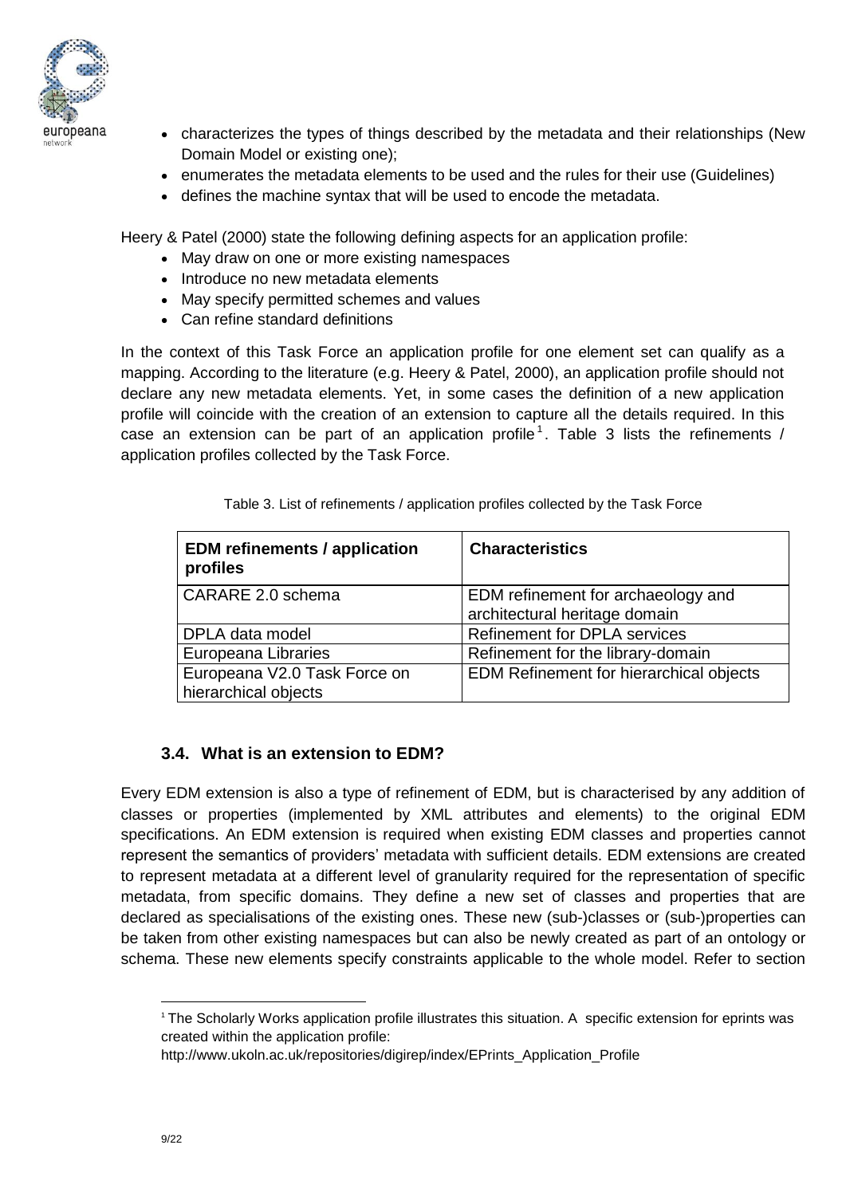- characterizes the types of things described by the metadata and their relationships (New Domain Model or existing one);
- enumerates the metadata elements to be used and the rules for their use (Guidelines)
- defines the machine syntax that will be used to encode the metadata.

Heery & Patel (2000) state the following defining aspects for an application profile:

- May draw on one or more existing namespaces
- Introduce no new metadata elements
- May specify permitted schemes and values
- Can refine standard definitions

In the context of this Task Force an application profile for one element set can qualify as a mapping. According to the literature (e.g. Heery & Patel, 2000), an application profile should not declare any new metadata elements. Yet, in some cases the definition of a new application profile will coincide with the creation of an extension to capture all the details required. In this case an extension can be part of an application profile[1]. Table 3 lists the refinements / application profiles collected by the Task Force.

Table 3. List of refinements / application profiles collected by the Task Force

| EDM refinements / application profiles | Characteristics |
|---|---|
| CARARE 2.0 schema | EDM refinement for archaeology and architectural heritage domain |
| DPLA data model | Refinement for DPLA services |
| Europeana Libraries | Refinement for the library-domain |
| Europeana V2.0 Task Force on hierarchical objects | EDM Refinement for hierarchical objects |

### 3.4. What is an extension to EDM?

Every EDM extension is also a type of refinement of EDM, but is characterised by any addition of classes or properties (implemented by XML attributes and elements) to the original EDM specifications. An EDM extension is required when existing EDM classes and properties cannot represent the semantics of providers' metadata with sufficient details. EDM extensions are created to represent metadata at a different level of granularity required for the representation of specific metadata, from specific domains. They define a new set of classes and properties that are declared as specialisations of the existing ones. These new (sub-)classes or (sub-)properties can be taken from other existing namespaces but can also be newly created as part of an ontology or schema. These new elements specify constraints applicable to the whole model. Refer to section

[1] The Scholarly Works application profile illustrates this situation. A specific extension for eprints was created within the application profile: http://www.ukoln.ac.uk/repositories/digirep/index/EPrints_Application_Profile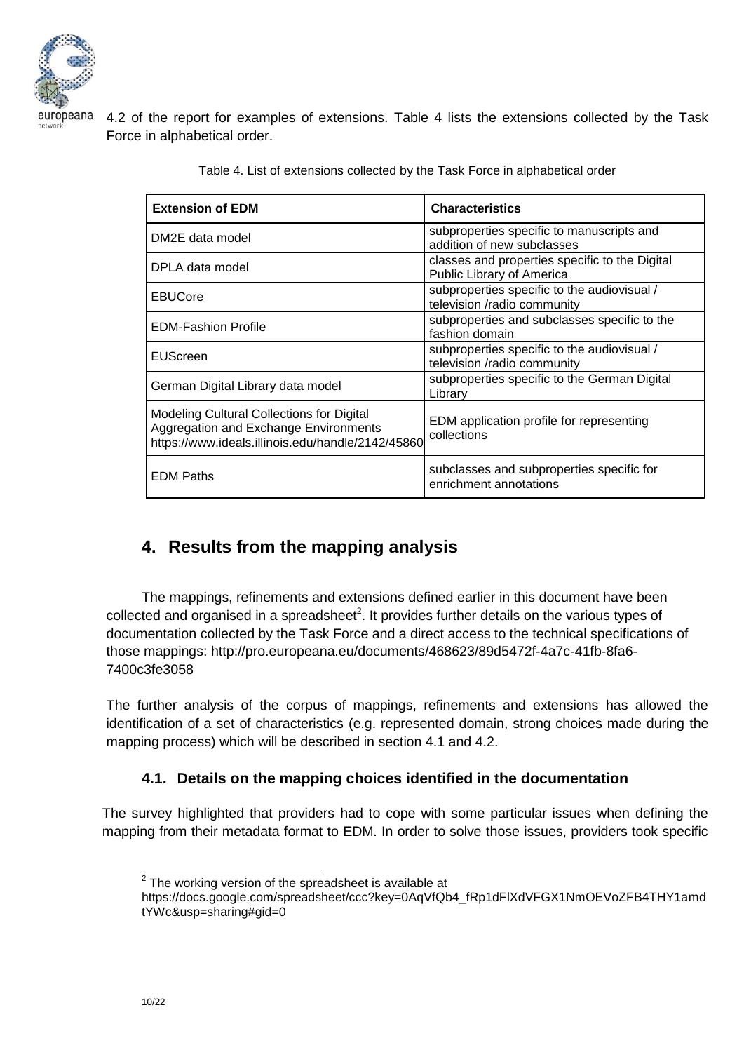4.2 of the report for examples of extensions. Table 4 lists the extensions collected by the Task Force in alphabetical order.

Table 4. List of extensions collected by the Task Force in alphabetical order

| Extension of EDM | Characteristics |
|---|---|
| DM2E data model | subproperties specific to manuscripts and addition of new subclasses |
| DPLA data model | classes and properties specific to the Digital Public Library of America |
| EBUCore | subproperties specific to the audiovisual / television /radio community |
| EDM-Fashion Profile | subproperties and subclasses specific to the fashion domain |
| EUScreen | subproperties specific to the audiovisual / television /radio community |
| German Digital Library data model | subproperties specific to the German Digital Library |
| Modeling Cultural Collections for Digital Aggregation and Exchange Environments https://www.ideals.illinois.edu/handle/2142/45860 | EDM application profile for representing collections |
| EDM Paths | subclasses and subproperties specific for enrichment annotations |

## 4. Results from the mapping analysis

The mappings, refinements and extensions defined earlier in this document have been collected and organised in a spreadsheet[2]. It provides further details on the various types of documentation collected by the Task Force and a direct access to the technical specifications of those mappings: http://pro.europeana.eu/documents/468623/89d5472f-4a7c-41fb-8fa6-7400c3fe3058

The further analysis of the corpus of mappings, refinements and extensions has allowed the identification of a set of characteristics (e.g. represented domain, strong choices made during the mapping process) which will be described in section 4.1 and 4.2.

### 4.1. Details on the mapping choices identified in the documentation

The survey highlighted that providers had to cope with some particular issues when defining the mapping from their metadata format to EDM. In order to solve those issues, providers took specific

[2] The working version of the spreadsheet is available at https://docs.google.com/spreadsheet/ccc?key=0AqVfQb4_fRp1dFlXdVFGX1NmOEVoZFB4THY1amdtYWc&usp=sharing#gid=0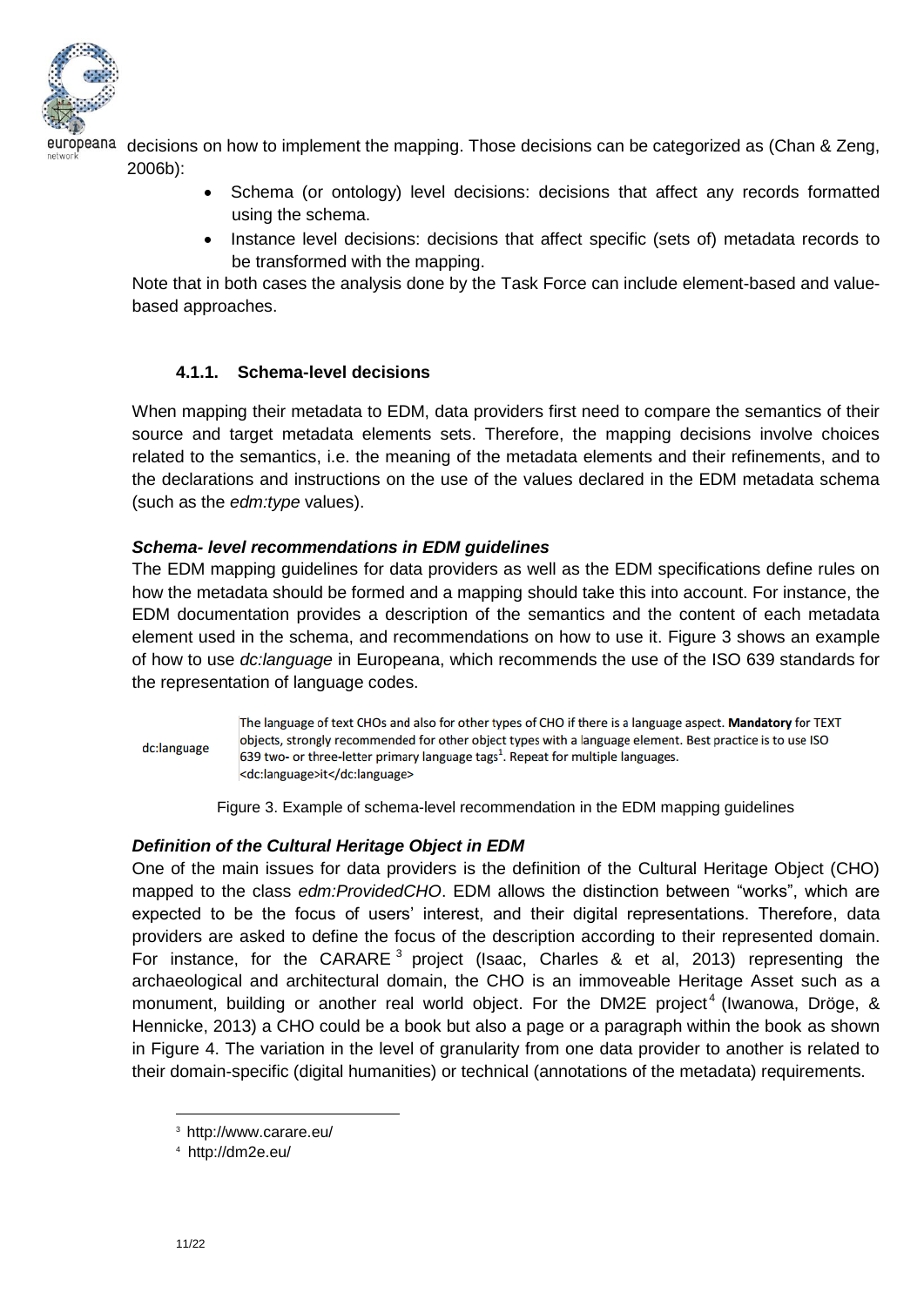decisions on how to implement the mapping. Those decisions can be categorized as (Chan & Zeng, 2006b):

- Schema (or ontology) level decisions: decisions that affect any records formatted using the schema.
- Instance level decisions: decisions that affect specific (sets of) metadata records to be transformed with the mapping.

Note that in both cases the analysis done by the Task Force can include element-based and value-based approaches.

### 4.1.1. Schema-level decisions

When mapping their metadata to EDM, data providers first need to compare the semantics of their source and target metadata elements sets. Therefore, the mapping decisions involve choices related to the semantics, i.e. the meaning of the metadata elements and their refinements, and to the declarations and instructions on the use of the values declared in the EDM metadata schema (such as the *edm:type* values).

***Schema- level recommendations in EDM guidelines***

The EDM mapping guidelines for data providers as well as the EDM specifications define rules on how the metadata should be formed and a mapping should take this into account. For instance, the EDM documentation provides a description of the semantics and the content of each metadata element used in the schema, and recommendations on how to use it. Figure 3 shows an example of how to use *dc:language* in Europeana, which recommends the use of the ISO 639 standards for the representation of language codes.

| | |
|---|---|
| dc:language | The language of text CHOs and also for other types of CHO if there is a language aspect. **Mandatory** for TEXT objects, strongly recommended for other object types with a language element. Best practice is to use ISO 639 two- or three-letter primary language tags[1]. Repeat for multiple languages. <dc:language>it</dc:language> |

Figure 3. Example of schema-level recommendation in the EDM mapping guidelines

***Definition of the Cultural Heritage Object in EDM***

One of the main issues for data providers is the definition of the Cultural Heritage Object (CHO) mapped to the class *edm:ProvidedCHO*. EDM allows the distinction between "works", which are expected to be the focus of users' interest, and their digital representations. Therefore, data providers are asked to define the focus of the description according to their represented domain. For instance, for the CARARE[3] project (Isaac, Charles & et al, 2013) representing the archaeological and architectural domain, the CHO is an immoveable Heritage Asset such as a monument, building or another real world object. For the DM2E project[4] (Iwanowa, Dröge, & Hennicke, 2013) a CHO could be a book but also a page or a paragraph within the book as shown in Figure 4. The variation in the level of granularity from one data provider to another is related to their domain-specific (digital humanities) or technical (annotations of the metadata) requirements.

---

[3] http://www.carare.eu/

[4] http://dm2e.eu/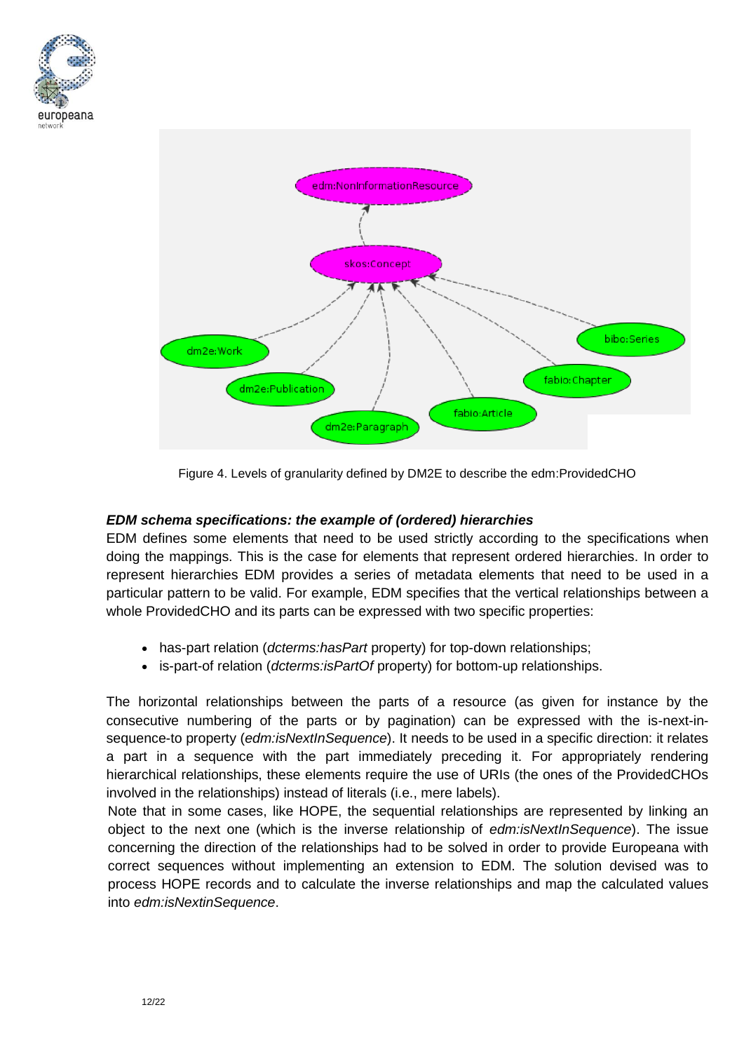Figure 4. Levels of granularity defined by DM2E to describe the edm:ProvidedCHO

### *EDM schema specifications: the example of (ordered) hierarchies*

EDM defines some elements that need to be used strictly according to the specifications when doing the mappings. This is the case for elements that represent ordered hierarchies. In order to represent hierarchies EDM provides a series of metadata elements that need to be used in a particular pattern to be valid. For example, EDM specifies that the vertical relationships between a whole ProvidedCHO and its parts can be expressed with two specific properties:

- has-part relation (*dcterms:hasPart* property) for top-down relationships;
- is-part-of relation (*dcterms:isPartOf* property) for bottom-up relationships.

The horizontal relationships between the parts of a resource (as given for instance by the consecutive numbering of the parts or by pagination) can be expressed with the is-next-in-sequence-to property (*edm:isNextInSequence*). It needs to be used in a specific direction: it relates a part in a sequence with the part immediately preceding it. For appropriately rendering hierarchical relationships, these elements require the use of URIs (the ones of the ProvidedCHOs involved in the relationships) instead of literals (i.e., mere labels).

Note that in some cases, like HOPE, the sequential relationships are represented by linking an object to the next one (which is the inverse relationship of *edm:isNextInSequence*). The issue concerning the direction of the relationships had to be solved in order to provide Europeana with correct sequences without implementing an extension to EDM. The solution devised was to process HOPE records and to calculate the inverse relationships and map the calculated values into *edm:isNextinSequence*.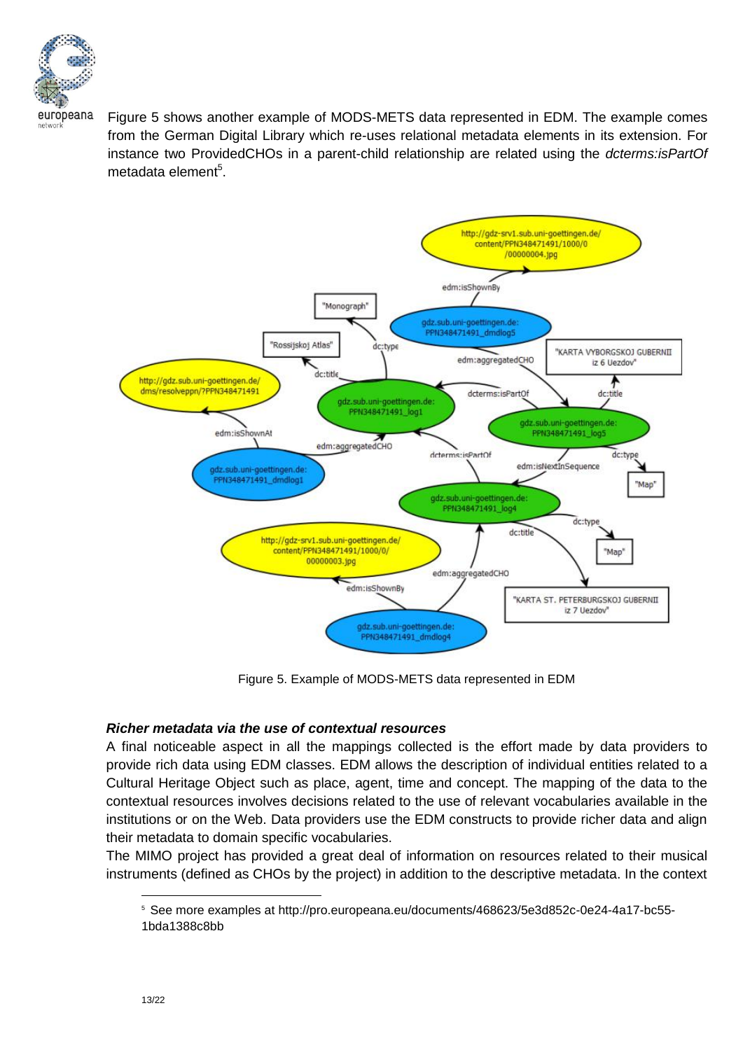Figure 5 shows another example of MODS-METS data represented in EDM. The example comes from the German Digital Library which re-uses relational metadata elements in its extension. For instance two ProvidedCHOs in a parent-child relationship are related using the *dcterms:isPartOf* metadata element[5].

Figure 5. Example of MODS-METS data represented in EDM

***Richer metadata via the use of contextual resources***

A final noticeable aspect in all the mappings collected is the effort made by data providers to provide rich data using EDM classes. EDM allows the description of individual entities related to a Cultural Heritage Object such as place, agent, time and concept. The mapping of the data to the contextual resources involves decisions related to the use of relevant vocabularies available in the institutions or on the Web. Data providers use the EDM constructs to provide richer data and align their metadata to domain specific vocabularies.

The MIMO project has provided a great deal of information on resources related to their musical instruments (defined as CHOs by the project) in addition to the descriptive metadata. In the context

[5] See more examples at http://pro.europeana.eu/documents/468623/5e3d852c-0e24-4a17-bc55-1bda1388c8bb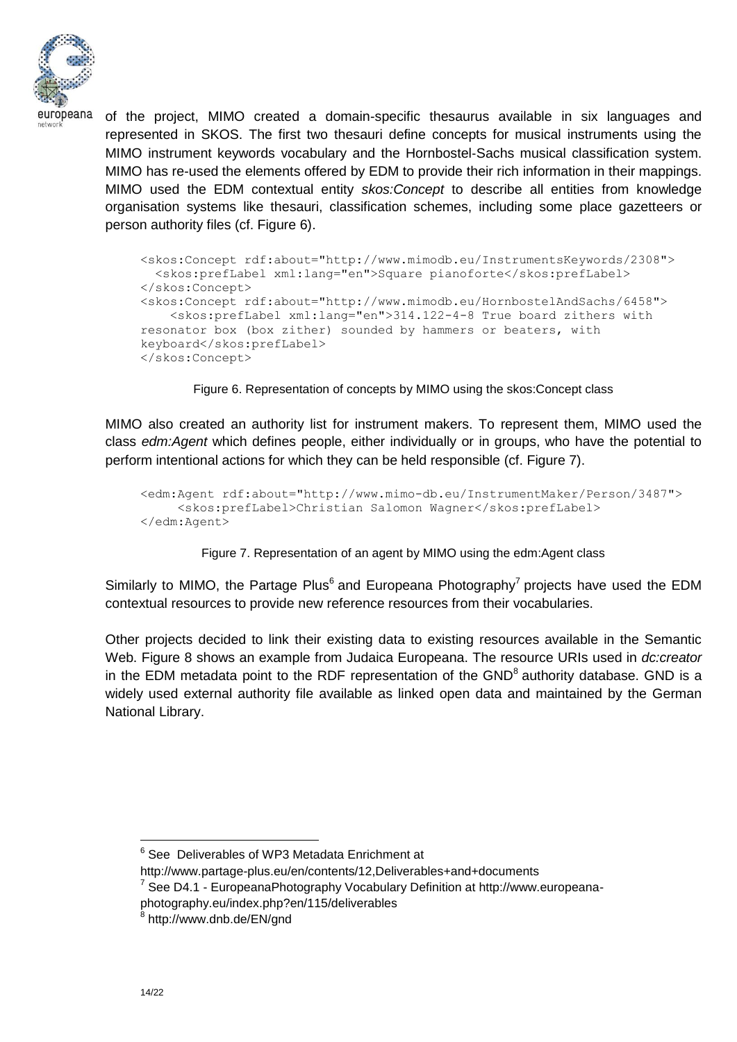of the project, MIMO created a domain-specific thesaurus available in six languages and represented in SKOS. The first two thesauri define concepts for musical instruments using the MIMO instrument keywords vocabulary and the Hornbostel-Sachs musical classification system. MIMO has re-used the elements offered by EDM to provide their rich information in their mappings. MIMO used the EDM contextual entity *skos:Concept* to describe all entities from knowledge organisation systems like thesauri, classification schemes, including some place gazetteers or person authority files (cf. Figure 6).

```
<skos:Concept rdf:about="http://www.mimodb.eu/InstrumentsKeywords/2308">
  <skos:prefLabel xml:lang="en">Square pianoforte</skos:prefLabel>
</skos:Concept>
<skos:Concept rdf:about="http://www.mimodb.eu/HornbostelAndSachs/6458">
    <skos:prefLabel xml:lang="en">314.122-4-8 True board zithers with
resonator box (box zither) sounded by hammers or beaters, with
keyboard</skos:prefLabel>
</skos:Concept>
```

Figure 6. Representation of concepts by MIMO using the skos:Concept class

MIMO also created an authority list for instrument makers. To represent them, MIMO used the class *edm:Agent* which defines people, either individually or in groups, who have the potential to perform intentional actions for which they can be held responsible (cf. Figure 7).

```
<edm:Agent rdf:about="http://www.mimo-db.eu/InstrumentMaker/Person/3487">
     <skos:prefLabel>Christian Salomon Wagner</skos:prefLabel>
</edm:Agent>
```

Figure 7. Representation of an agent by MIMO using the edm:Agent class

Similarly to MIMO, the Partage Plus[6] and Europeana Photography[7] projects have used the EDM contextual resources to provide new reference resources from their vocabularies.

Other projects decided to link their existing data to existing resources available in the Semantic Web. Figure 8 shows an example from Judaica Europeana. The resource URIs used in *dc:creator* in the EDM metadata point to the RDF representation of the GND[8] authority database. GND is a widely used external authority file available as linked open data and maintained by the German National Library.

---

[6] See Deliverables of WP3 Metadata Enrichment at http://www.partage-plus.eu/en/contents/12,Deliverables+and+documents

[7] See D4.1 - EuropeanaPhotography Vocabulary Definition at http://www.europeana-photography.eu/index.php?en/115/deliverables

[8] http://www.dnb.de/EN/gnd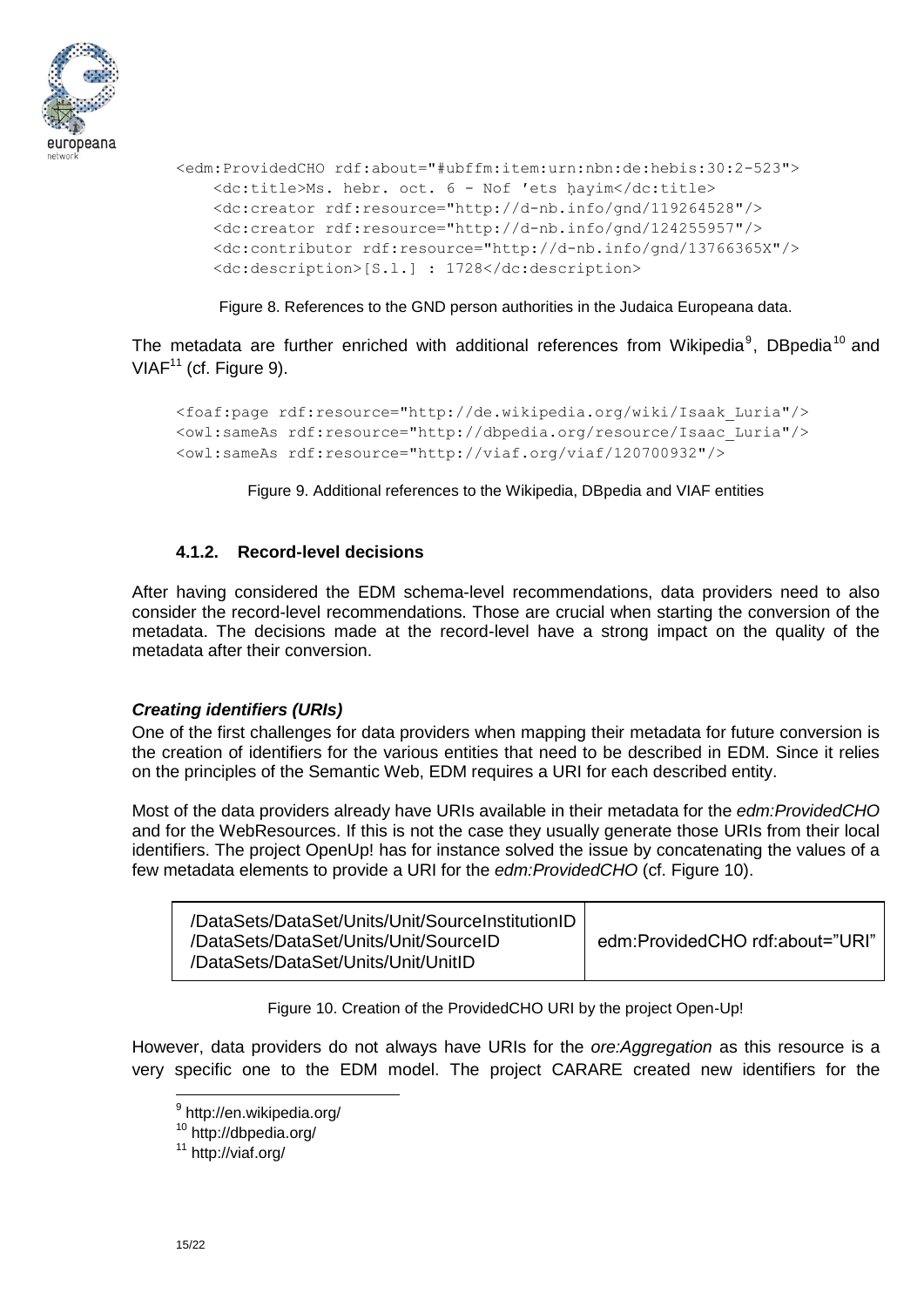```
<edm:ProvidedCHO rdf:about="#ubffm:item:urn:nbn:de:hebis:30:2-523">
    <dc:title>Ms. hebr. oct. 6 - Nof 'ets ḥayim</dc:title>
    <dc:creator rdf:resource="http://d-nb.info/gnd/119264528"/>
    <dc:creator rdf:resource="http://d-nb.info/gnd/124255957"/>
    <dc:contributor rdf:resource="http://d-nb.info/gnd/13766365X"/>
    <dc:description>[S.l.] : 1728</dc:description>
```

Figure 8. References to the GND person authorities in the Judaica Europeana data.

The metadata are further enriched with additional references from Wikipedia[9], DBpedia[10] and VIAF[11] (cf. Figure 9).

```
<foaf:page rdf:resource="http://de.wikipedia.org/wiki/Isaak_Luria"/>
<owl:sameAs rdf:resource="http://dbpedia.org/resource/Isaac_Luria"/>
<owl:sameAs rdf:resource="http://viaf.org/viaf/120700932"/>
```

Figure 9. Additional references to the Wikipedia, DBpedia and VIAF entities

### 4.1.2. Record-level decisions

After having considered the EDM schema-level recommendations, data providers need to also consider the record-level recommendations. Those are crucial when starting the conversion of the metadata. The decisions made at the record-level have a strong impact on the quality of the metadata after their conversion.

#### *Creating identifiers (URIs)*

One of the first challenges for data providers when mapping their metadata for future conversion is the creation of identifiers for the various entities that need to be described in EDM. Since it relies on the principles of the Semantic Web, EDM requires a URI for each described entity.

Most of the data providers already have URIs available in their metadata for the *edm:ProvidedCHO* and for the WebResources. If this is not the case they usually generate those URIs from their local identifiers. The project OpenUp! has for instance solved the issue by concatenating the values of a few metadata elements to provide a URI for the *edm:ProvidedCHO* (cf. Figure 10).

| | |
|---|---|
| /DataSets/DataSet/Units/Unit/SourceInstitutionID<br>/DataSets/DataSet/Units/Unit/SourceID<br>/DataSets/DataSet/Units/Unit/UnitID | edm:ProvidedCHO rdf:about="URI" |

Figure 10. Creation of the ProvidedCHO URI by the project Open-Up!

However, data providers do not always have URIs for the *ore:Aggregation* as this resource is a very specific one to the EDM model. The project CARARE created new identifiers for the

[9] http://en.wikipedia.org/

[10] http://dbpedia.org/

[11] http://viaf.org/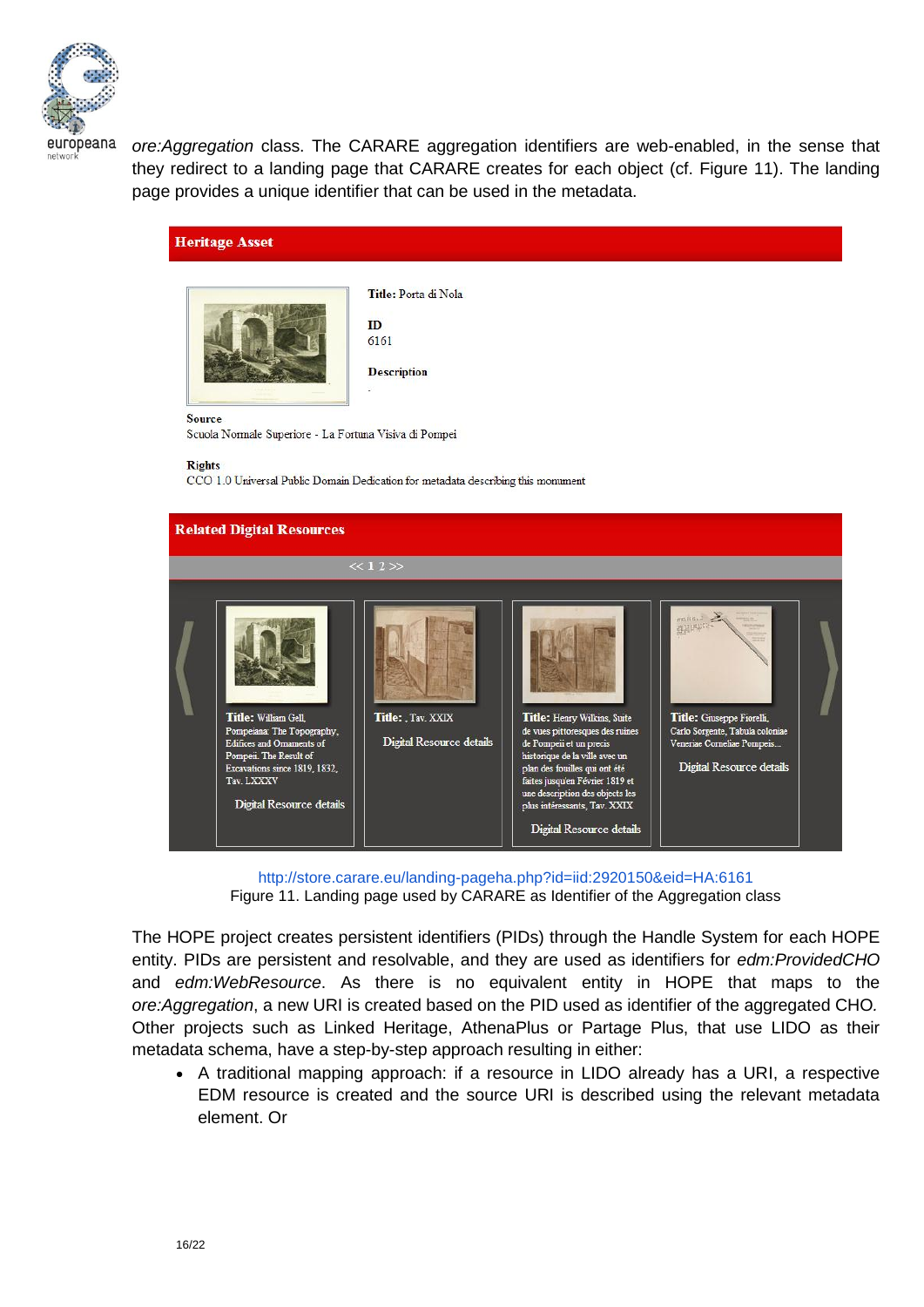*ore:Aggregation* class. The CARARE aggregation identifiers are web-enabled, in the sense that they redirect to a landing page that CARARE creates for each object (cf. Figure 11). The landing page provides a unique identifier that can be used in the metadata.

http://store.carare.eu/landing-pageha.php?id=iid:2920150&eid=HA:6161

Figure 11. Landing page used by CARARE as Identifier of the Aggregation class

The HOPE project creates persistent identifiers (PIDs) through the Handle System for each HOPE entity. PIDs are persistent and resolvable, and they are used as identifiers for *edm:ProvidedCHO* and *edm:WebResource*. As there is no equivalent entity in HOPE that maps to the *ore:Aggregation*, a new URI is created based on the PID used as identifier of the aggregated CHO. Other projects such as Linked Heritage, AthenaPlus or Partage Plus, that use LIDO as their metadata schema, have a step-by-step approach resulting in either:

- A traditional mapping approach: if a resource in LIDO already has a URI, a respective EDM resource is created and the source URI is described using the relevant metadata element. Or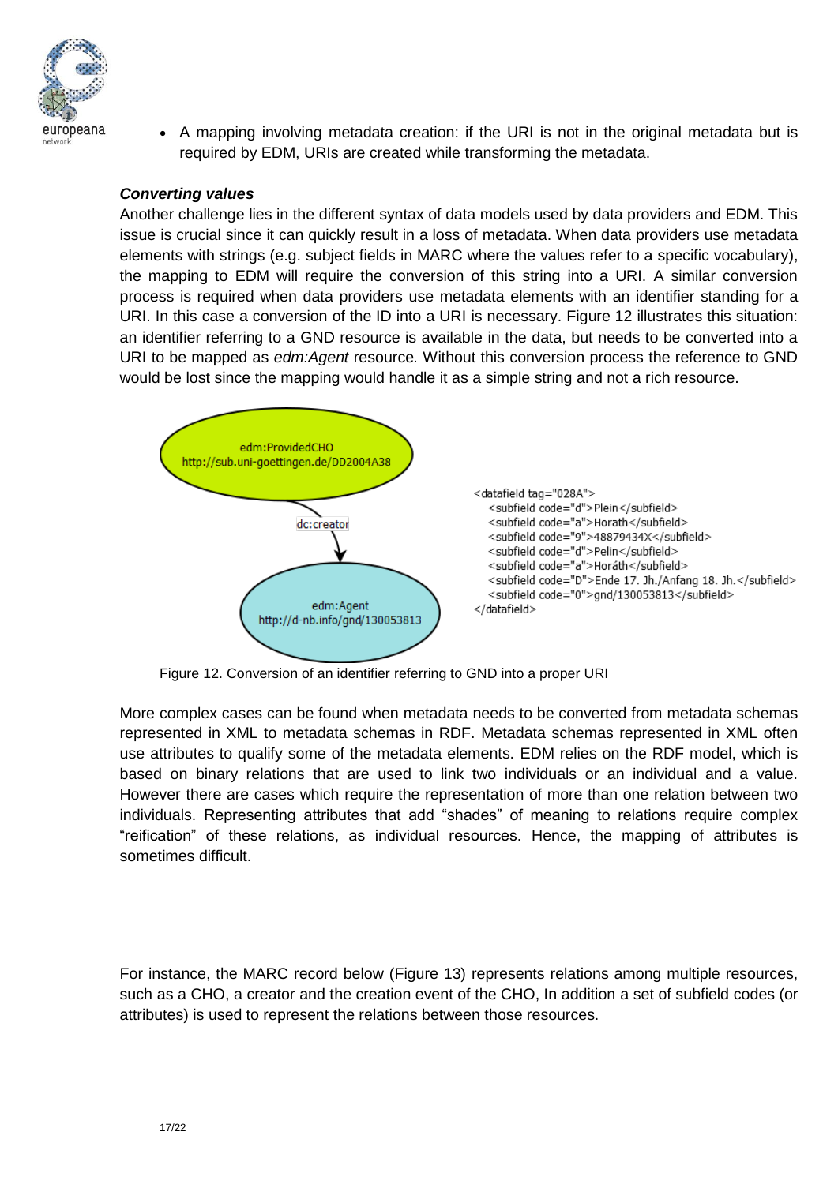- A mapping involving metadata creation: if the URI is not in the original metadata but is required by EDM, URIs are created while transforming the metadata.

***Converting values***

Another challenge lies in the different syntax of data models used by data providers and EDM. This issue is crucial since it can quickly result in a loss of metadata. When data providers use metadata elements with strings (e.g. subject fields in MARC where the values refer to a specific vocabulary), the mapping to EDM will require the conversion of this string into a URI. A similar conversion process is required when data providers use metadata elements with an identifier standing for a URI. In this case a conversion of the ID into a URI is necessary. Figure 12 illustrates this situation: an identifier referring to a GND resource is available in the data, but needs to be converted into a URI to be mapped as *edm:Agent* resource*.* Without this conversion process the reference to GND would be lost since the mapping would handle it as a simple string and not a rich resource.

edm:ProvidedCHO
http://sub.uni-goettingen.de/DD2004A38

dc:creator

edm:Agent
http://d-nb.info/gnd/130053813

```
<datafield tag="028A">
  <subfield code="d">Plein</subfield>
  <subfield code="a">Horath</subfield>
  <subfield code="9">48879434X</subfield>
  <subfield code="d">Pelin</subfield>
  <subfield code="a">Horáth</subfield>
  <subfield code="D">Ende 17. Jh./Anfang 18. Jh.</subfield>
  <subfield code="0">gnd/130053813</subfield>
</datafield>
```

Figure 12. Conversion of an identifier referring to GND into a proper URI

More complex cases can be found when metadata needs to be converted from metadata schemas represented in XML to metadata schemas in RDF. Metadata schemas represented in XML often use attributes to qualify some of the metadata elements. EDM relies on the RDF model, which is based on binary relations that are used to link two individuals or an individual and a value. However there are cases which require the representation of more than one relation between two individuals. Representing attributes that add "shades" of meaning to relations require complex "reification" of these relations, as individual resources. Hence, the mapping of attributes is sometimes difficult.

For instance, the MARC record below (Figure 13) represents relations among multiple resources, such as a CHO, a creator and the creation event of the CHO, In addition a set of subfield codes (or attributes) is used to represent the relations between those resources.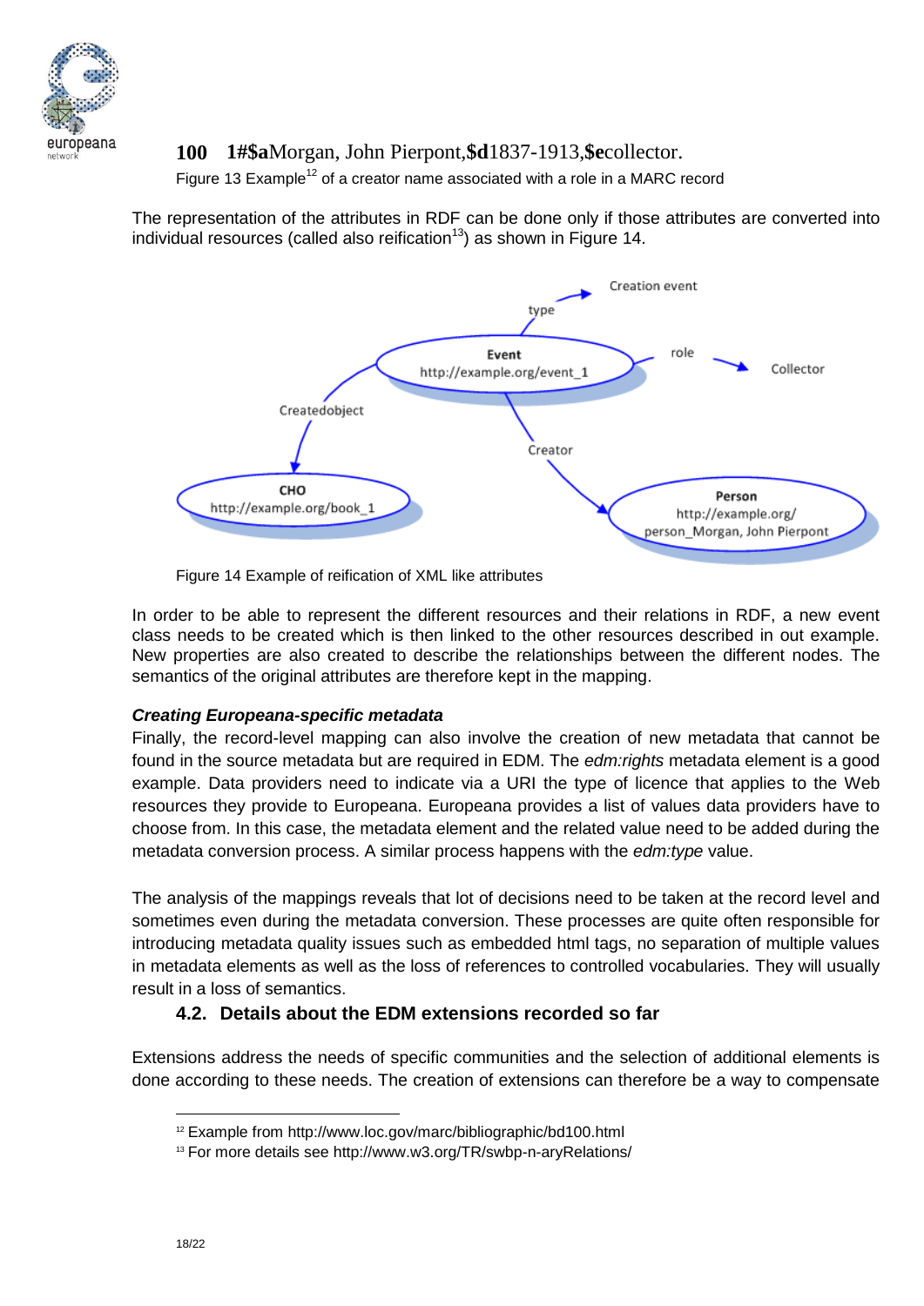**100 1#$a**Morgan, John Pierpont,**$d**1837-1913,**$e**collector.

Figure 13 Example[12] of a creator name associated with a role in a MARC record

The representation of the attributes in RDF can be done only if those attributes are converted into individual resources (called also reification[13]) as shown in Figure 14.

Figure 14 Example of reification of XML like attributes

In order to be able to represent the different resources and their relations in RDF, a new event class needs to be created which is then linked to the other resources described in out example. New properties are also created to describe the relationships between the different nodes. The semantics of the original attributes are therefore kept in the mapping.

***Creating Europeana-specific metadata***

Finally, the record-level mapping can also involve the creation of new metadata that cannot be found in the source metadata but are required in EDM. The *edm:rights* metadata element is a good example. Data providers need to indicate via a URI the type of licence that applies to the Web resources they provide to Europeana. Europeana provides a list of values data providers have to choose from. In this case, the metadata element and the related value need to be added during the metadata conversion process. A similar process happens with the *edm:type* value.

The analysis of the mappings reveals that lot of decisions need to be taken at the record level and sometimes even during the metadata conversion. These processes are quite often responsible for introducing metadata quality issues such as embedded html tags, no separation of multiple values in metadata elements as well as the loss of references to controlled vocabularies. They will usually result in a loss of semantics.

### 4.2. Details about the EDM extensions recorded so far

Extensions address the needs of specific communities and the selection of additional elements is done according to these needs. The creation of extensions can therefore be a way to compensate

[12] Example from http://www.loc.gov/marc/bibliographic/bd100.html

[13] For more details see http://www.w3.org/TR/swbp-n-aryRelations/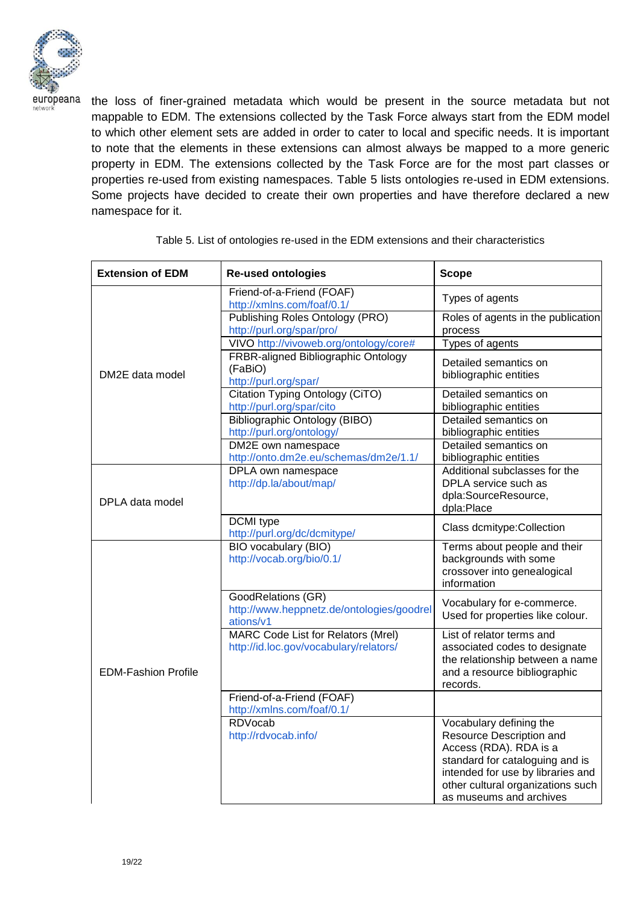the loss of finer-grained metadata which would be present in the source metadata but not mappable to EDM. The extensions collected by the Task Force always start from the EDM model to which other element sets are added in order to cater to local and specific needs. It is important to note that the elements in these extensions can almost always be mapped to a more generic property in EDM. The extensions collected by the Task Force are for the most part classes or properties re-used from existing namespaces. Table 5 lists ontologies re-used in EDM extensions. Some projects have decided to create their own properties and have therefore declared a new namespace for it.

Table 5. List of ontologies re-used in the EDM extensions and their characteristics

| **Extension of EDM** | **Re-used ontologies** | **Scope** |
|---|---|---|
| DM2E data model | Friend-of-a-Friend (FOAF) http://xmlns.com/foaf/0.1/ | Types of agents |
| | Publishing Roles Ontology (PRO) http://purl.org/spar/pro/ | Roles of agents in the publication process |
| | VIVO http://vivoweb.org/ontology/core# | Types of agents |
| | FRBR-aligned Bibliographic Ontology (FaBiO) http://purl.org/spar/ | Detailed semantics on bibliographic entities |
| | Citation Typing Ontology (CiTO) http://purl.org/spar/cito | Detailed semantics on bibliographic entities |
| | Bibliographic Ontology (BIBO) http://purl.org/ontology/ | Detailed semantics on bibliographic entities |
| | DM2E own namespace http://onto.dm2e.eu/schemas/dm2e/1.1/ | Detailed semantics on bibliographic entities |
| DPLA data model | DPLA own namespace http://dp.la/about/map/ | Additional subclasses for the DPLA service such as dpla:SourceResource, dpla:Place |
| | DCMI type http://purl.org/dc/dcmitype/ | Class dcmitype:Collection |
| EDM-Fashion Profile | BIO vocabulary (BIO) http://vocab.org/bio/0.1/ | Terms about people and their backgrounds with some crossover into genealogical information |
| | GoodRelations (GR) http://www.heppnetz.de/ontologies/goodrelations/v1 | Vocabulary for e-commerce. Used for properties like colour. |
| | MARC Code List for Relators (Mrel) http://id.loc.gov/vocabulary/relators/ | List of relator terms and associated codes to designate the relationship between a name and a resource bibliographic records. |
| | Friend-of-a-Friend (FOAF) http://xmlns.com/foaf/0.1/ | |
| | RDVocab http://rdvocab.info/ | Vocabulary defining the Resource Description and Access (RDA). RDA is a standard for cataloguing and is intended for use by libraries and other cultural organizations such as museums and archives |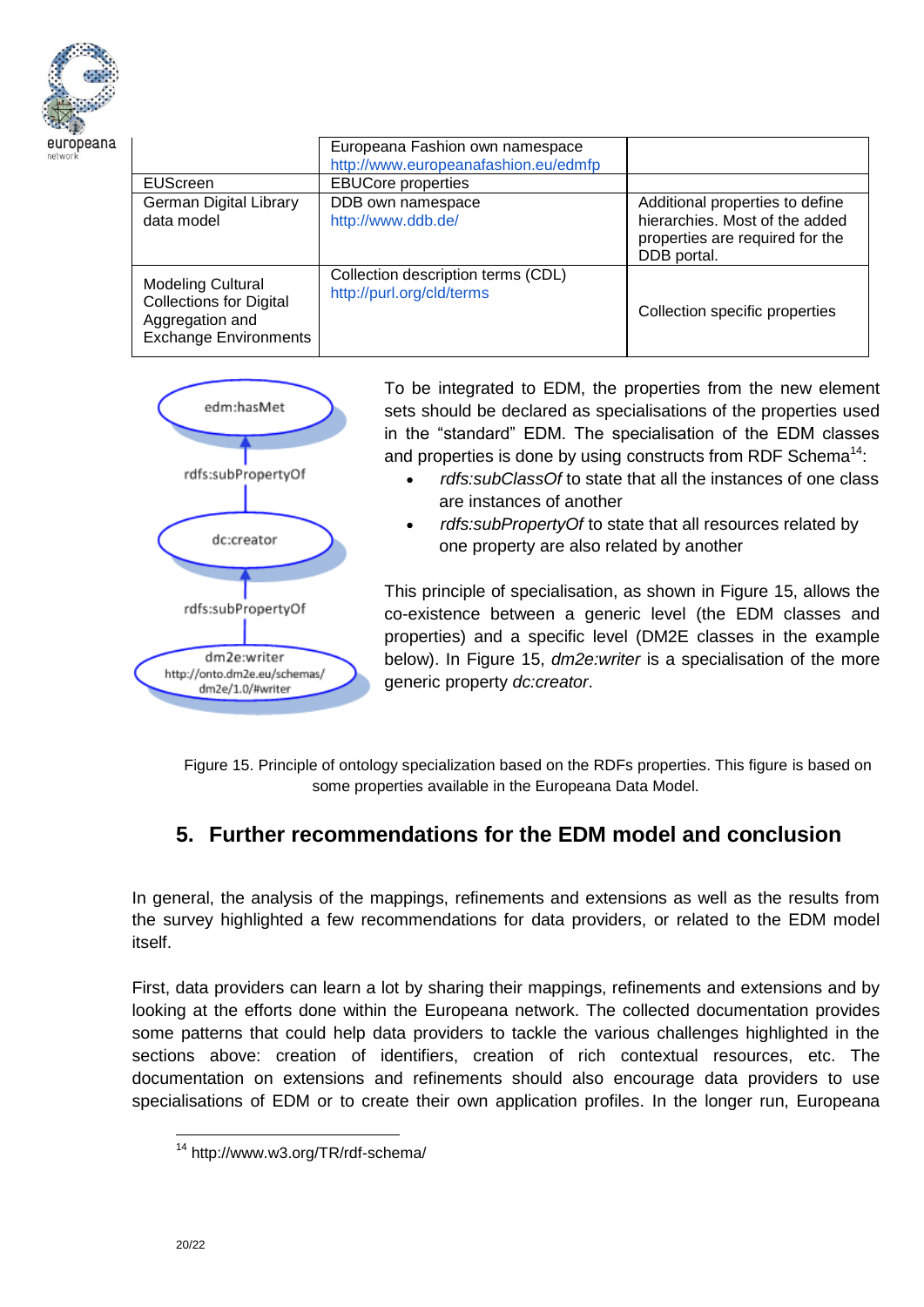| | | |
|---|---|---|
| | Europeana Fashion own namespace http://www.europeanafashion.eu/edmfp | |
| EUScreen | EBUCore properties | |
| German Digital Library data model | DDB own namespace http://www.ddb.de/ | Additional properties to define hierarchies. Most of the added properties are required for the DDB portal. |
| Modeling Cultural Collections for Digital Aggregation and Exchange Environments | Collection description terms (CDL) http://purl.org/cld/terms | Collection specific properties |

edm:hasMet

rdfs:subPropertyOf

dc:creator

rdfs:subPropertyOf

dm2e:writer
http://onto.dm2e.eu/schemas/dm2e/1.0/#writer

To be integrated to EDM, the properties from the new element sets should be declared as specialisations of the properties used in the "standard" EDM. The specialisation of the EDM classes and properties is done by using constructs from RDF Schema[14]:

- *rdfs:subClassOf* to state that all the instances of one class are instances of another
- *rdfs:subPropertyOf* to state that all resources related by one property are also related by another

This principle of specialisation, as shown in Figure 15, allows the co-existence between a generic level (the EDM classes and properties) and a specific level (DM2E classes in the example below). In Figure 15, *dm2e:writer* is a specialisation of the more generic property *dc:creator*.

Figure 15. Principle of ontology specialization based on the RDFs properties. This figure is based on some properties available in the Europeana Data Model.

## 5. Further recommendations for the EDM model and conclusion

In general, the analysis of the mappings, refinements and extensions as well as the results from the survey highlighted a few recommendations for data providers, or related to the EDM model itself.

First, data providers can learn a lot by sharing their mappings, refinements and extensions and by looking at the efforts done within the Europeana network. The collected documentation provides some patterns that could help data providers to tackle the various challenges highlighted in the sections above: creation of identifiers, creation of rich contextual resources, etc. The documentation on extensions and refinements should also encourage data providers to use specialisations of EDM or to create their own application profiles. In the longer run, Europeana

[14] http://www.w3.org/TR/rdf-schema/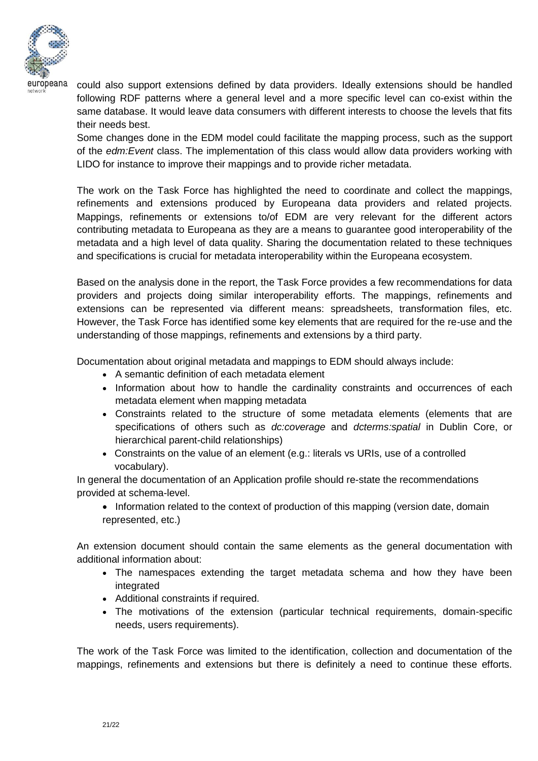could also support extensions defined by data providers. Ideally extensions should be handled following RDF patterns where a general level and a more specific level can co-exist within the same database. It would leave data consumers with different interests to choose the levels that fits their needs best.

Some changes done in the EDM model could facilitate the mapping process, such as the support of the *edm:Event* class. The implementation of this class would allow data providers working with LIDO for instance to improve their mappings and to provide richer metadata.

The work on the Task Force has highlighted the need to coordinate and collect the mappings, refinements and extensions produced by Europeana data providers and related projects. Mappings, refinements or extensions to/of EDM are very relevant for the different actors contributing metadata to Europeana as they are a means to guarantee good interoperability of the metadata and a high level of data quality. Sharing the documentation related to these techniques and specifications is crucial for metadata interoperability within the Europeana ecosystem.

Based on the analysis done in the report, the Task Force provides a few recommendations for data providers and projects doing similar interoperability efforts. The mappings, refinements and extensions can be represented via different means: spreadsheets, transformation files, etc. However, the Task Force has identified some key elements that are required for the re-use and the understanding of those mappings, refinements and extensions by a third party.

Documentation about original metadata and mappings to EDM should always include:

- A semantic definition of each metadata element
- Information about how to handle the cardinality constraints and occurrences of each metadata element when mapping metadata
- Constraints related to the structure of some metadata elements (elements that are specifications of others such as *dc:coverage* and *dcterms:spatial* in Dublin Core, or hierarchical parent-child relationships)
- Constraints on the value of an element (e.g.: literals vs URIs, use of a controlled vocabulary).

In general the documentation of an Application profile should re-state the recommendations provided at schema-level.

- Information related to the context of production of this mapping (version date, domain represented, etc.)

An extension document should contain the same elements as the general documentation with additional information about:

- The namespaces extending the target metadata schema and how they have been integrated
- Additional constraints if required.
- The motivations of the extension (particular technical requirements, domain-specific needs, users requirements).

The work of the Task Force was limited to the identification, collection and documentation of the mappings, refinements and extensions but there is definitely a need to continue these efforts.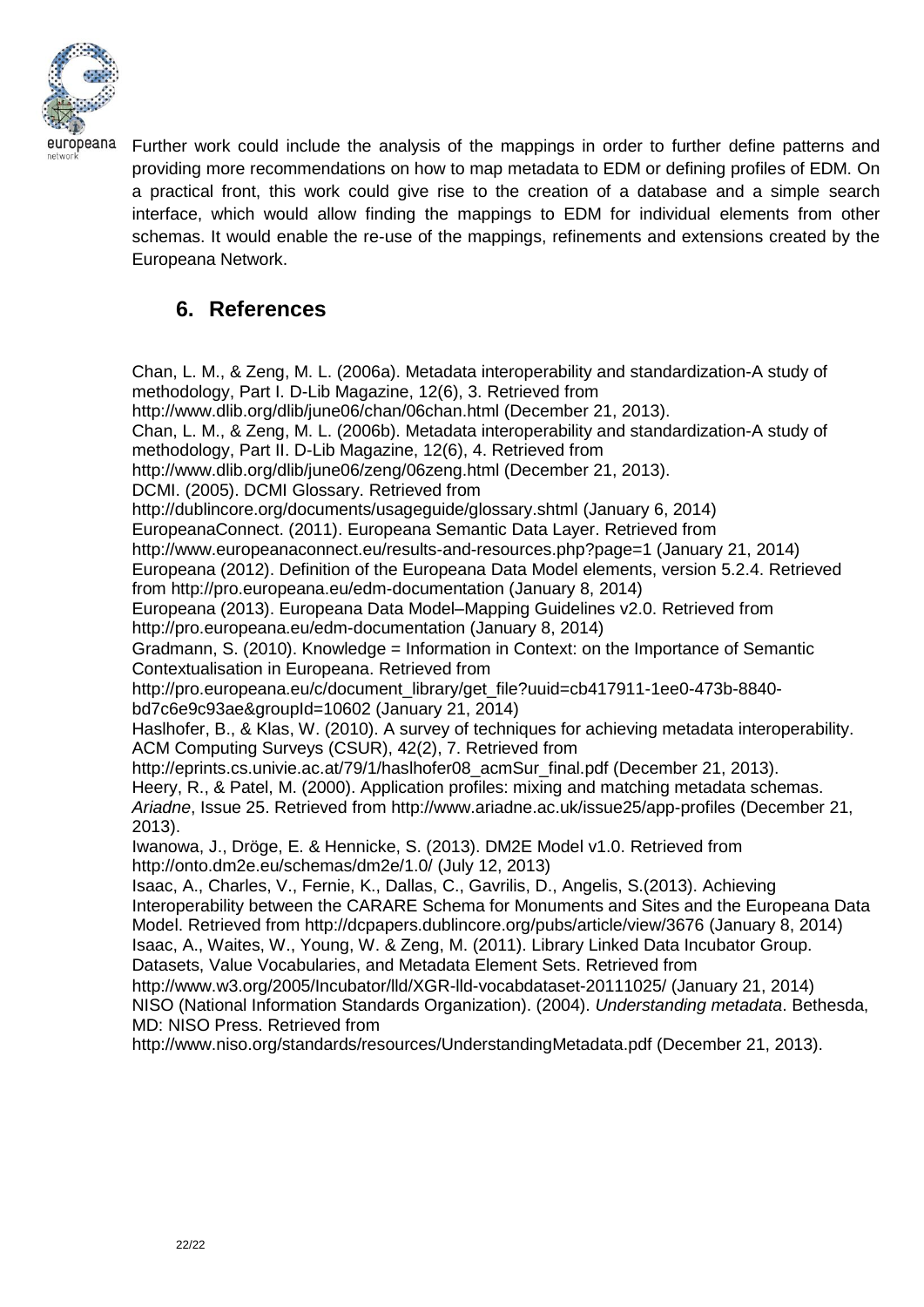Further work could include the analysis of the mappings in order to further define patterns and providing more recommendations on how to map metadata to EDM or defining profiles of EDM. On a practical front, this work could give rise to the creation of a database and a simple search interface, which would allow finding the mappings to EDM for individual elements from other schemas. It would enable the re-use of the mappings, refinements and extensions created by the Europeana Network.

## 6. References

Chan, L. M., & Zeng, M. L. (2006a). Metadata interoperability and standardization-A study of methodology, Part I. D-Lib Magazine, 12(6), 3. Retrieved from http://www.dlib.org/dlib/june06/chan/06chan.html (December 21, 2013).

Chan, L. M., & Zeng, M. L. (2006b). Metadata interoperability and standardization-A study of methodology, Part II. D-Lib Magazine, 12(6), 4. Retrieved from http://www.dlib.org/dlib/june06/zeng/06zeng.html (December 21, 2013).

DCMI. (2005). DCMI Glossary. Retrieved from http://dublincore.org/documents/usageguide/glossary.shtml (January 6, 2014)

EuropeanaConnect. (2011). Europeana Semantic Data Layer. Retrieved from http://www.europeanaconnect.eu/results-and-resources.php?page=1 (January 21, 2014)

Europeana (2012). Definition of the Europeana Data Model elements, version 5.2.4. Retrieved from http://pro.europeana.eu/edm-documentation (January 8, 2014)

Europeana (2013). Europeana Data Model–Mapping Guidelines v2.0. Retrieved from http://pro.europeana.eu/edm-documentation (January 8, 2014)

Gradmann, S. (2010). Knowledge = Information in Context: on the Importance of Semantic Contextualisation in Europeana. Retrieved from http://pro.europeana.eu/c/document_library/get_file?uuid=cb417911-1ee0-473b-8840-bd7c6e9c93ae&groupId=10602 (January 21, 2014)

Haslhofer, B., & Klas, W. (2010). A survey of techniques for achieving metadata interoperability. ACM Computing Surveys (CSUR), 42(2), 7. Retrieved from http://eprints.cs.univie.ac.at/79/1/haslhofer08_acmSur_final.pdf (December 21, 2013).

Heery, R., & Patel, M. (2000). Application profiles: mixing and matching metadata schemas. *Ariadne*, Issue 25. Retrieved from http://www.ariadne.ac.uk/issue25/app-profiles (December 21, 2013).

Iwanowa, J., Dröge, E. & Hennicke, S. (2013). DM2E Model v1.0. Retrieved from http://onto.dm2e.eu/schemas/dm2e/1.0/ (July 12, 2013)

Isaac, A., Charles, V., Fernie, K., Dallas, C., Gavrilis, D., Angelis, S.(2013). Achieving Interoperability between the CARARE Schema for Monuments and Sites and the Europeana Data Model. Retrieved from http://dcpapers.dublincore.org/pubs/article/view/3676 (January 8, 2014)

Isaac, A., Waites, W., Young, W. & Zeng, M. (2011). Library Linked Data Incubator Group. Datasets, Value Vocabularies, and Metadata Element Sets. Retrieved from http://www.w3.org/2005/Incubator/lld/XGR-lld-vocabdataset-20111025/ (January 21, 2014)

NISO (National Information Standards Organization). (2004). *Understanding metadata*. Bethesda, MD: NISO Press. Retrieved from http://www.niso.org/standards/resources/UnderstandingMetadata.pdf (December 21, 2013).